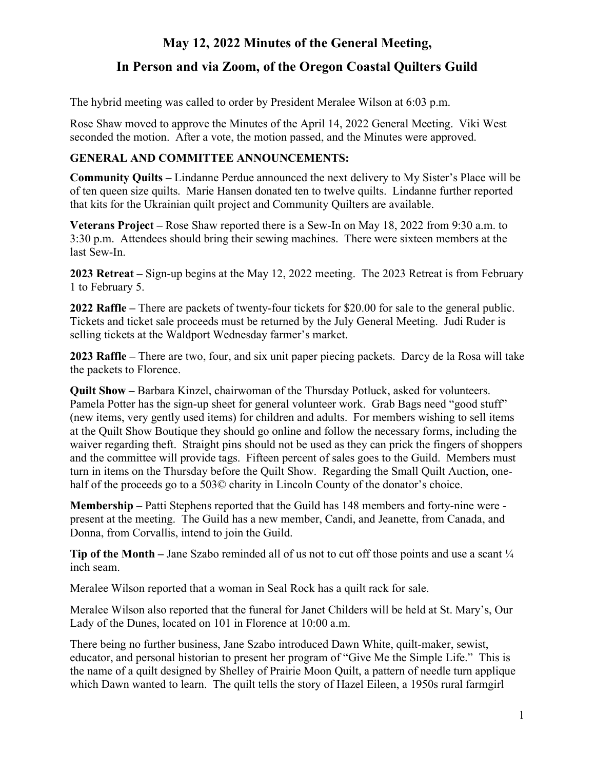# May 12, 2022 Minutes of the General Meeting,

# In Person and via Zoom, of the Oregon Coastal Quilters Guild

The hybrid meeting was called to order by President Meralee Wilson at 6:03 p.m.

Rose Shaw moved to approve the Minutes of the April 14, 2022 General Meeting. Viki West seconded the motion. After a vote, the motion passed, and the Minutes were approved.

## GENERAL AND COMMITTEE ANNOUNCEMENTS:

**Community Quilts –** Lindanne Perdue announced the next delivery to My Sister's Place will be of ten queen size quilts. Marie Hansen donated ten to twelve quilts. Lindanne further reported that kits for the Ukrainian quilt project and Community Quilters are available.

**Veterans Project –** Rose Shaw reported there is a Sew-In on May 18, 2022 from 9:30 a.m. to 3:30 p.m. Attendees should bring their sewing machines. There were sixteen members at the last Sew-In.

**2023 Retreat –** Sign-up begins at the May 12, 2022 meeting. The 2023 Retreat is from February 1 to February 5.

**2022 Raffle –** There are packets of twenty-four tickets for $20.00 for sale to the general public. Tickets and ticket sale proceeds must be returned by the July General Meeting. Judi Ruder is selling tickets at the Waldport Wednesday farmer's market.

**2023 Raffle –** There are two, four, and six unit paper piecing packets. Darcy de la Rosa will take the packets to Florence.

**Quilt Show –** Barbara Kinzel, chairwoman of the Thursday Potluck, asked for volunteers. Pamela Potter has the sign-up sheet for general volunteer work. Grab Bags need "good stuff" (new items, very gently used items) for children and adults. For members wishing to sell items at the Quilt Show Boutique they should go online and follow the necessary forms, including the waiver regarding theft. Straight pins should not be used as they can prick the fingers of shoppers and the committee will provide tags. Fifteen percent of sales goes to the Guild. Members must turn in items on the Thursday before the Quilt Show. Regarding the Small Quilt Auction, one-half of the proceeds go to a 503© charity in Lincoln County of the donator's choice.

**Membership –** Patti Stephens reported that the Guild has 148 members and forty-nine were - present at the meeting. The Guild has a new member, Candi, and Jeanette, from Canada, and Donna, from Corvallis, intend to join the Guild.

**Tip of the Month –** Jane Szabo reminded all of us not to cut off those points and use a scant ¼ inch seam.

Meralee Wilson reported that a woman in Seal Rock has a quilt rack for sale.

Meralee Wilson also reported that the funeral for Janet Childers will be held at St. Mary's, Our Lady of the Dunes, located on 101 in Florence at 10:00 a.m.

There being no further business, Jane Szabo introduced Dawn White, quilt-maker, sewist, educator, and personal historian to present her program of "Give Me the Simple Life." This is the name of a quilt designed by Shelley of Prairie Moon Quilt, a pattern of needle turn applique which Dawn wanted to learn. The quilt tells the story of Hazel Eileen, a 1950s rural farmgirl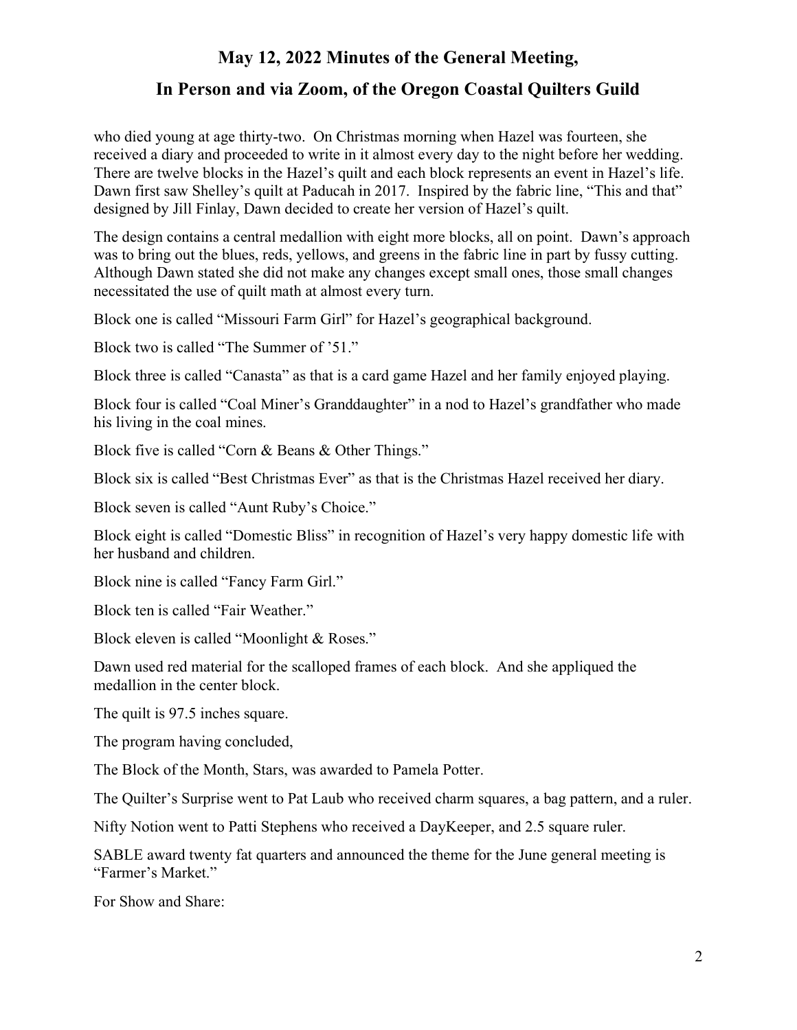who died young at age thirty-two. On Christmas morning when Hazel was fourteen, she received a diary and proceeded to write in it almost every day to the night before her wedding. There are twelve blocks in the Hazel's quilt and each block represents an event in Hazel's life. Dawn first saw Shelley's quilt at Paducah in 2017. Inspired by the fabric line, "This and that" designed by Jill Finlay, Dawn decided to create her version of Hazel's quilt.

The design contains a central medallion with eight more blocks, all on point. Dawn's approach was to bring out the blues, reds, yellows, and greens in the fabric line in part by fussy cutting. Although Dawn stated she did not make any changes except small ones, those small changes necessitated the use of quilt math at almost every turn.

Block one is called "Missouri Farm Girl" for Hazel's geographical background.

Block two is called "The Summer of '51."

Block three is called "Canasta" as that is a card game Hazel and her family enjoyed playing.

Block four is called "Coal Miner's Granddaughter" in a nod to Hazel's grandfather who made his living in the coal mines.

Block five is called "Corn & Beans & Other Things."

Block six is called "Best Christmas Ever" as that is the Christmas Hazel received her diary.

Block seven is called "Aunt Ruby's Choice."

Block eight is called "Domestic Bliss" in recognition of Hazel's very happy domestic life with her husband and children.

Block nine is called "Fancy Farm Girl."

Block ten is called "Fair Weather."

Block eleven is called "Moonlight & Roses."

Dawn used red material for the scalloped frames of each block. And she appliqued the medallion in the center block.

The quilt is 97.5 inches square.

The program having concluded,

The Block of the Month, Stars, was awarded to Pamela Potter.

The Quilter's Surprise went to Pat Laub who received charm squares, a bag pattern, and a ruler.

Nifty Notion went to Patti Stephens who received a DayKeeper, and 2.5 square ruler.

SABLE award twenty fat quarters and announced the theme for the June general meeting is "Farmer's Market."

For Show and Share: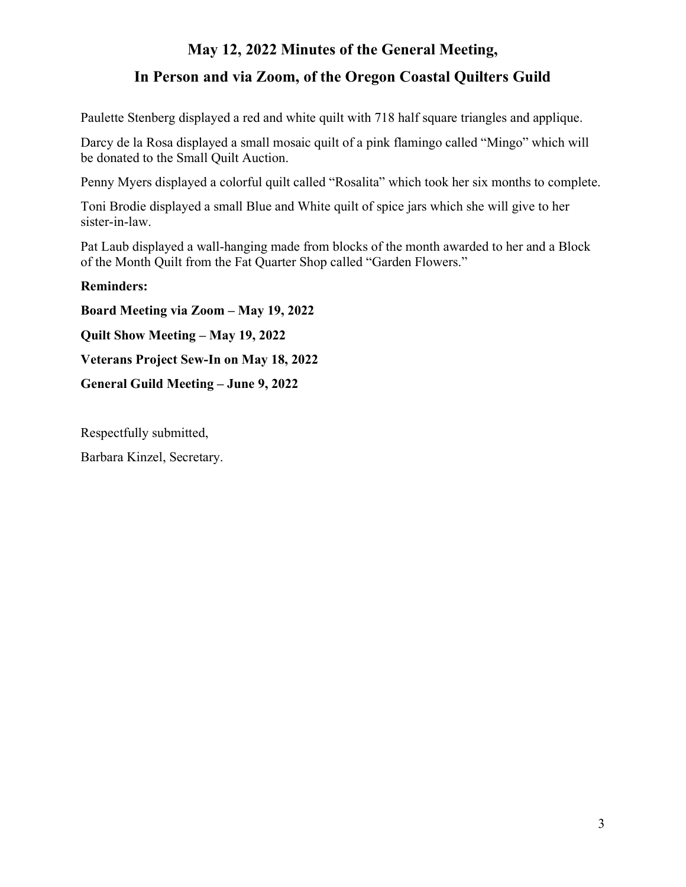# May 12, 2022 Minutes of the General Meeting,

# In Person and via Zoom, of the Oregon Coastal Quilters Guild

Paulette Stenberg displayed a red and white quilt with 718 half square triangles and applique.

Darcy de la Rosa displayed a small mosaic quilt of a pink flamingo called "Mingo" which will be donated to the Small Quilt Auction.

Penny Myers displayed a colorful quilt called "Rosalita" which took her six months to complete.

Toni Brodie displayed a small Blue and White quilt of spice jars which she will give to her sister-in-law.

Pat Laub displayed a wall-hanging made from blocks of the month awarded to her and a Block of the Month Quilt from the Fat Quarter Shop called "Garden Flowers."

**Reminders:**

**Board Meeting via Zoom – May 19, 2022**

**Quilt Show Meeting – May 19, 2022**

**Veterans Project Sew-In on May 18, 2022**

**General Guild Meeting – June 9, 2022**

Respectfully submitted,

Barbara Kinzel, Secretary.